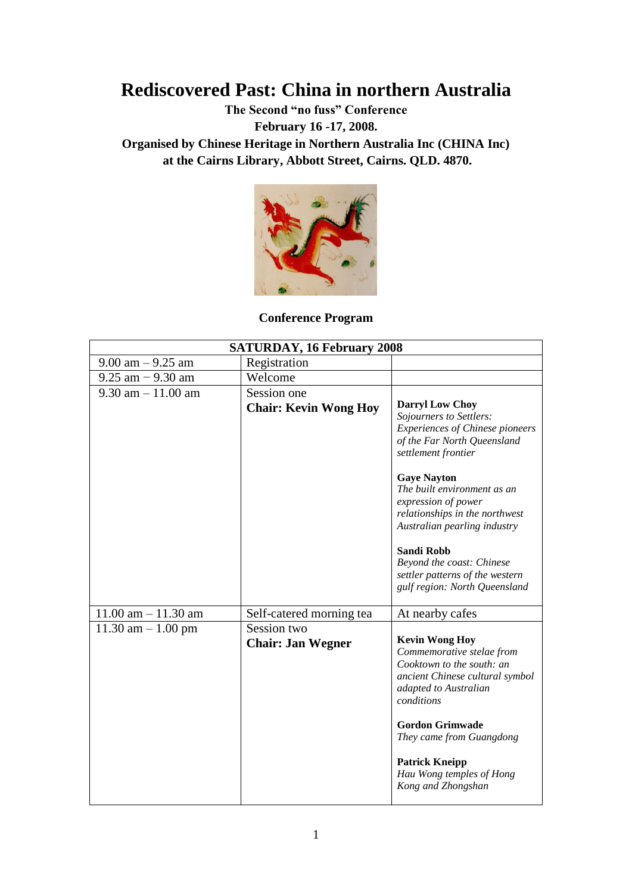# Rediscovered Past: China in northern Australia

**The Second "no fuss" Conference**

**February 16 -17, 2008.**

**Organised by Chinese Heritage in Northern Australia Inc (CHINA Inc) at the Cairns Library, Abbott Street, Cairns. QLD. 4870.**

**Conference Program**

| SATURDAY, 16 February 2008 | | |
|---|---|---|
| 9.00 am – 9.25 am | Registration | |
| 9.25 am – 9.30 am | Welcome | |
| 9.30 am – 11.00 am | Session one<br>**Chair: Kevin Wong Hoy** | **Darryl Low Choy**<br>*Sojourners to Settlers: Experiences of Chinese pioneers of the Far North Queensland settlement frontier*<br><br>**Gaye Nayton**<br>*The built environment as an expression of power relationships in the northwest Australian pearling industry*<br><br>**Sandi Robb**<br>*Beyond the coast: Chinese settler patterns of the western gulf region: North Queensland* |
| 11.00 am – 11.30 am | Self-catered morning tea | At nearby cafes |
| 11.30 am – 1.00 pm | Session two<br>**Chair: Jan Wegner** | **Kevin Wong Hoy**<br>*Commemorative stelae from Cooktown to the south: an ancient Chinese cultural symbol adapted to Australian conditions*<br><br>**Gordon Grimwade**<br>*They came from Guangdong*<br><br>**Patrick Kneipp**<br>*Hau Wong temples of Hong Kong and Zhongshan* |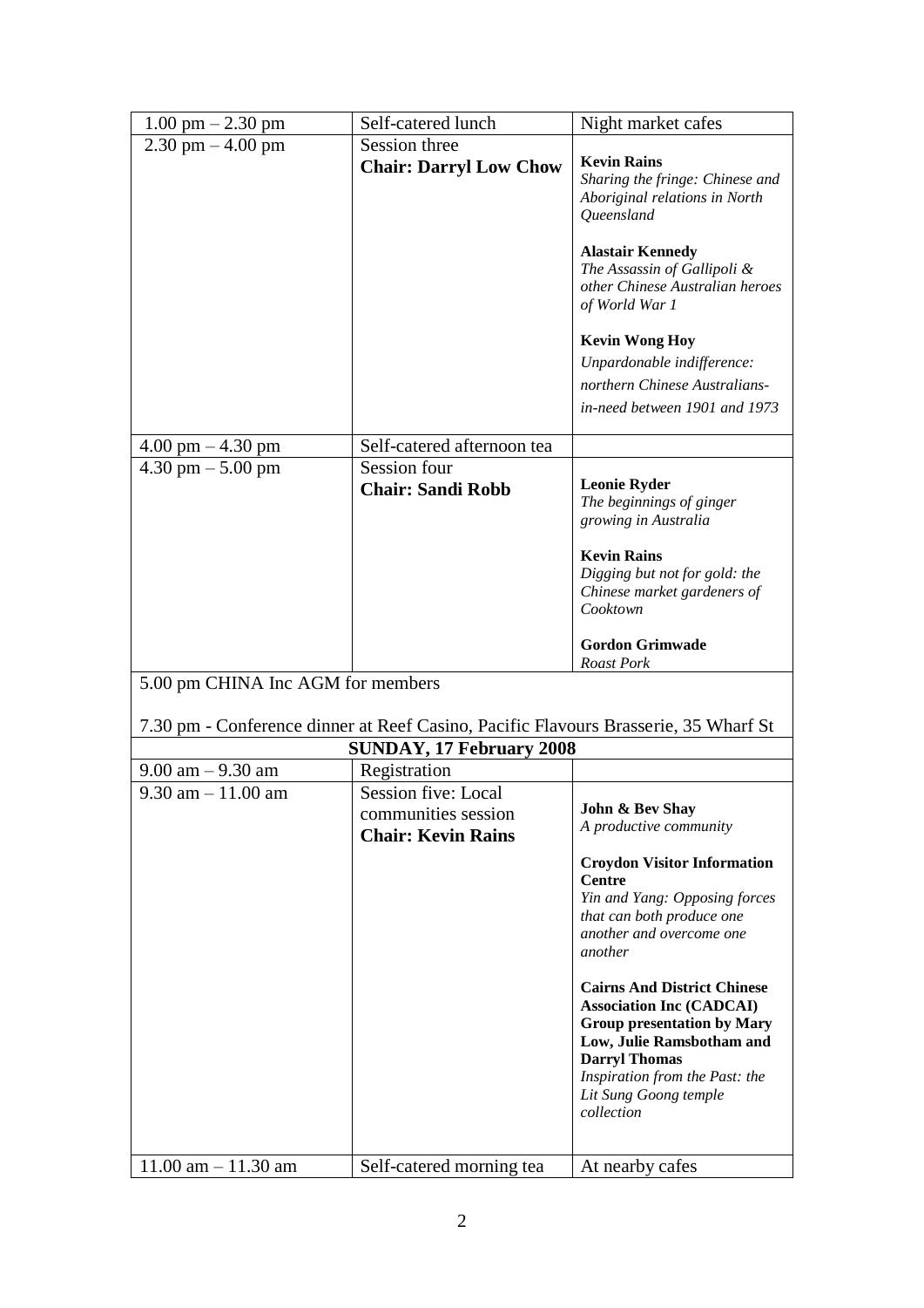| | | |
|---|---|---|
| 1.00 pm – 2.30 pm | Self-catered lunch | Night market cafes |
| 2.30 pm – 4.00 pm | Session three<br>**Chair: Darryl Low Chow** | **Kevin Rains**<br>*Sharing the fringe: Chinese and Aboriginal relations in North Queensland*<br><br>**Alastair Kennedy**<br>*The Assassin of Gallipoli & other Chinese Australian heroes of World War 1*<br><br>**Kevin Wong Hoy**<br>*Unpardonable indifference: northern Chinese Australians-in-need between 1901 and 1973* |
| 4.00 pm – 4.30 pm | Self-catered afternoon tea | |
| 4.30 pm – 5.00 pm | Session four<br>**Chair: Sandi Robb** | **Leonie Ryder**<br>*The beginnings of ginger growing in Australia*<br><br>**Kevin Rains**<br>*Digging but not for gold: the Chinese market gardeners of Cooktown*<br><br>**Gordon Grimwade**<br>*Roast Pork* |

5.00 pm CHINA Inc AGM for members

7.30 pm - Conference dinner at Reef Casino, Pacific Flavours Brasserie, 35 Wharf St

| **SUNDAY, 17 February 2008** | | |
|---|---|---|
| 9.00 am – 9.30 am | Registration | |
| 9.30 am – 11.00 am | Session five: Local communities session<br>**Chair: Kevin Rains** | **John & Bev Shay**<br>*A productive community*<br><br>**Croydon Visitor Information Centre**<br>*Yin and Yang: Opposing forces that can both produce one another and overcome one another*<br><br>**Cairns And District Chinese Association Inc (CADCAI) Group presentation by Mary Low, Julie Ramsbotham and Darryl Thomas**<br>*Inspiration from the Past: the Lit Sung Goong temple collection* |
| 11.00 am – 11.30 am | Self-catered morning tea | At nearby cafes |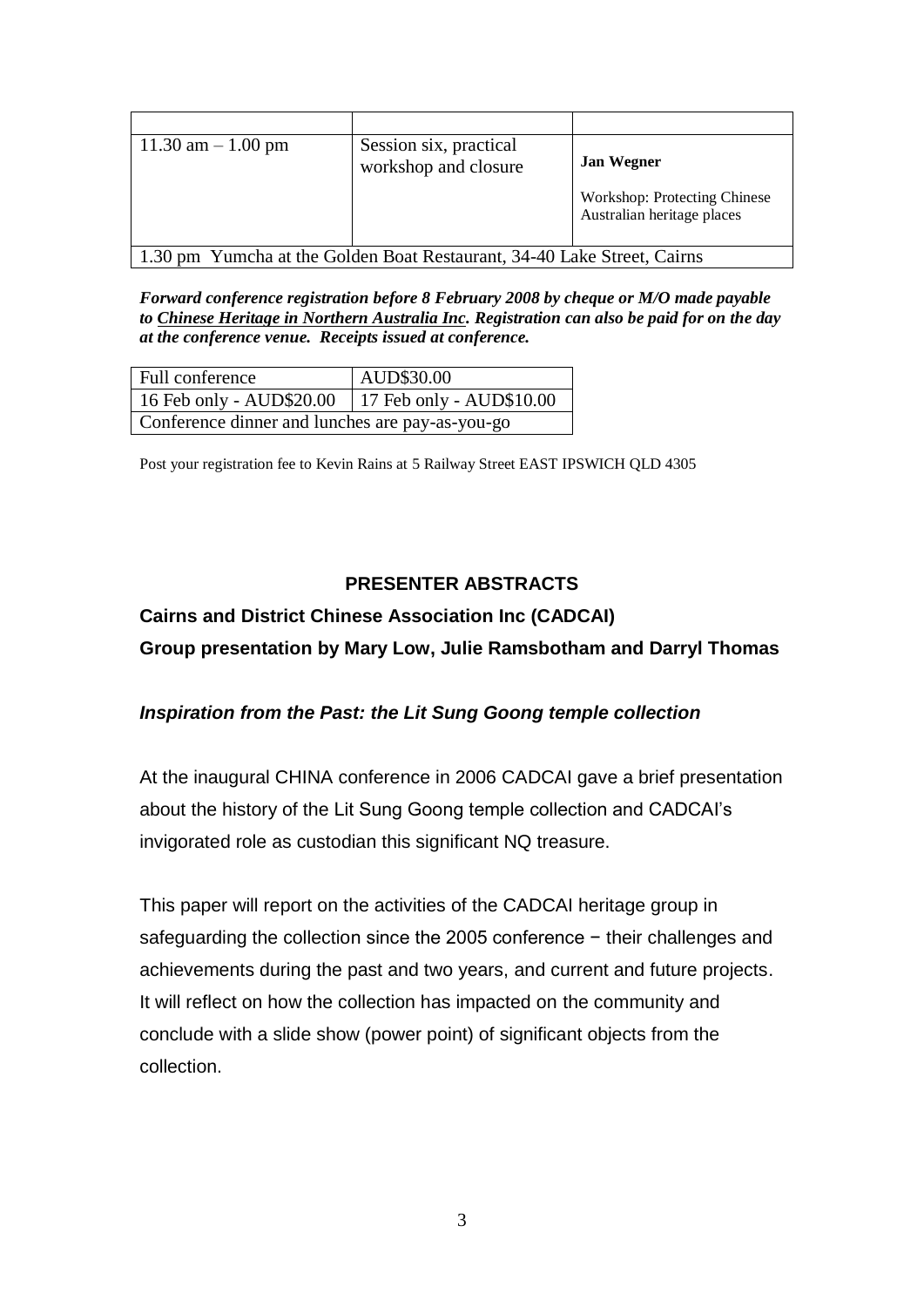| | | |
|---|---|---|
| 11.30 am – 1.00 pm | Session six, practical workshop and closure | **Jan Wegner**<br><br>Workshop: Protecting Chinese Australian heritage places |
| 1.30 pm Yumcha at the Golden Boat Restaurant, 34-40 Lake Street, Cairns | | |

***Forward conference registration before 8 February 2008 by cheque or M/O made payable to Chinese Heritage in Northern Australia Inc. Registration can also be paid for on the day at the conference venue. Receipts issued at conference.***

| Full conference | AUD$30.00 |
|---|---|
| 16 Feb only - AUD$20.00 | 17 Feb only - AUD$10.00 |
| Conference dinner and lunches are pay-as-you-go | |

Post your registration fee to Kevin Rains at 5 Railway Street EAST IPSWICH QLD 4305

## PRESENTER ABSTRACTS

### Cairns and District Chinese Association Inc (CADCAI)

### Group presentation by Mary Low, Julie Ramsbotham and Darryl Thomas

***Inspiration from the Past: the Lit Sung Goong temple collection***

At the inaugural CHINA conference in 2006 CADCAI gave a brief presentation about the history of the Lit Sung Goong temple collection and CADCAI's invigorated role as custodian this significant NQ treasure.

This paper will report on the activities of the CADCAI heritage group in safeguarding the collection since the 2005 conference − their challenges and achievements during the past and two years, and current and future projects. It will reflect on how the collection has impacted on the community and conclude with a slide show (power point) of significant objects from the collection.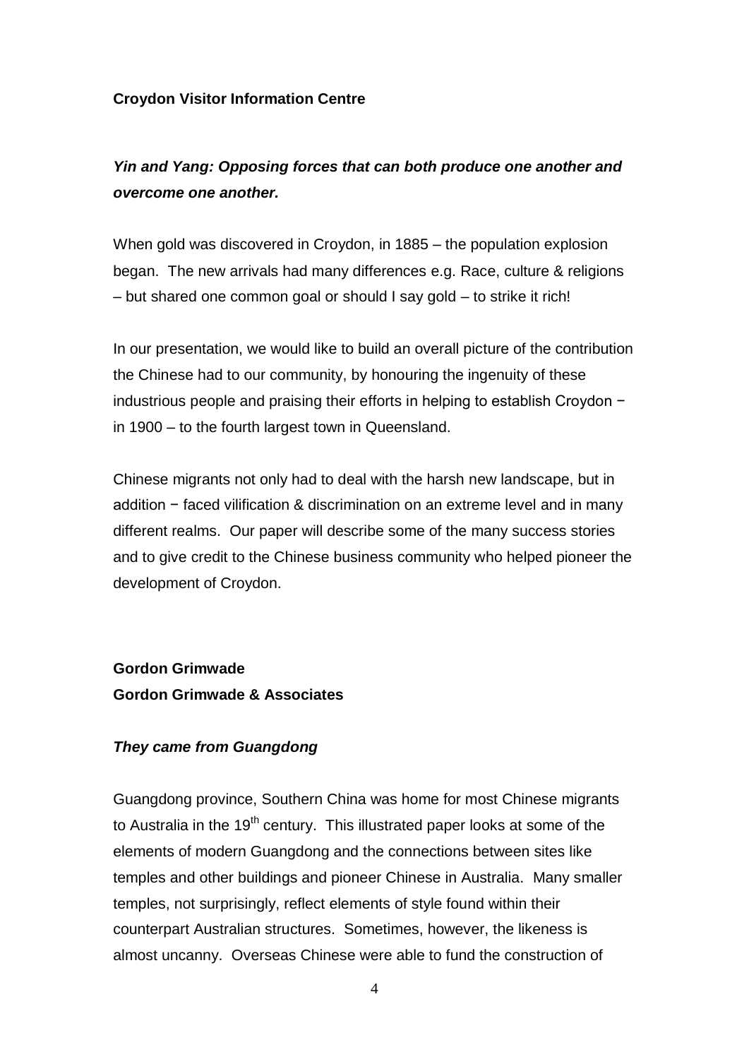**Croydon Visitor Information Centre**

***Yin and Yang: Opposing forces that can both produce one another and overcome one another.***

When gold was discovered in Croydon, in 1885 – the population explosion began. The new arrivals had many differences e.g. Race, culture & religions – but shared one common goal or should I say gold – to strike it rich!

In our presentation, we would like to build an overall picture of the contribution the Chinese had to our community, by honouring the ingenuity of these industrious people and praising their efforts in helping to establish Croydon − in 1900 – to the fourth largest town in Queensland.

Chinese migrants not only had to deal with the harsh new landscape, but in addition − faced vilification & discrimination on an extreme level and in many different realms. Our paper will describe some of the many success stories and to give credit to the Chinese business community who helped pioneer the development of Croydon.

**Gordon Grimwade**
**Gordon Grimwade & Associates**

***They came from Guangdong***

Guangdong province, Southern China was home for most Chinese migrants to Australia in the 19th century. This illustrated paper looks at some of the elements of modern Guangdong and the connections between sites like temples and other buildings and pioneer Chinese in Australia. Many smaller temples, not surprisingly, reflect elements of style found within their counterpart Australian structures. Sometimes, however, the likeness is almost uncanny. Overseas Chinese were able to fund the construction of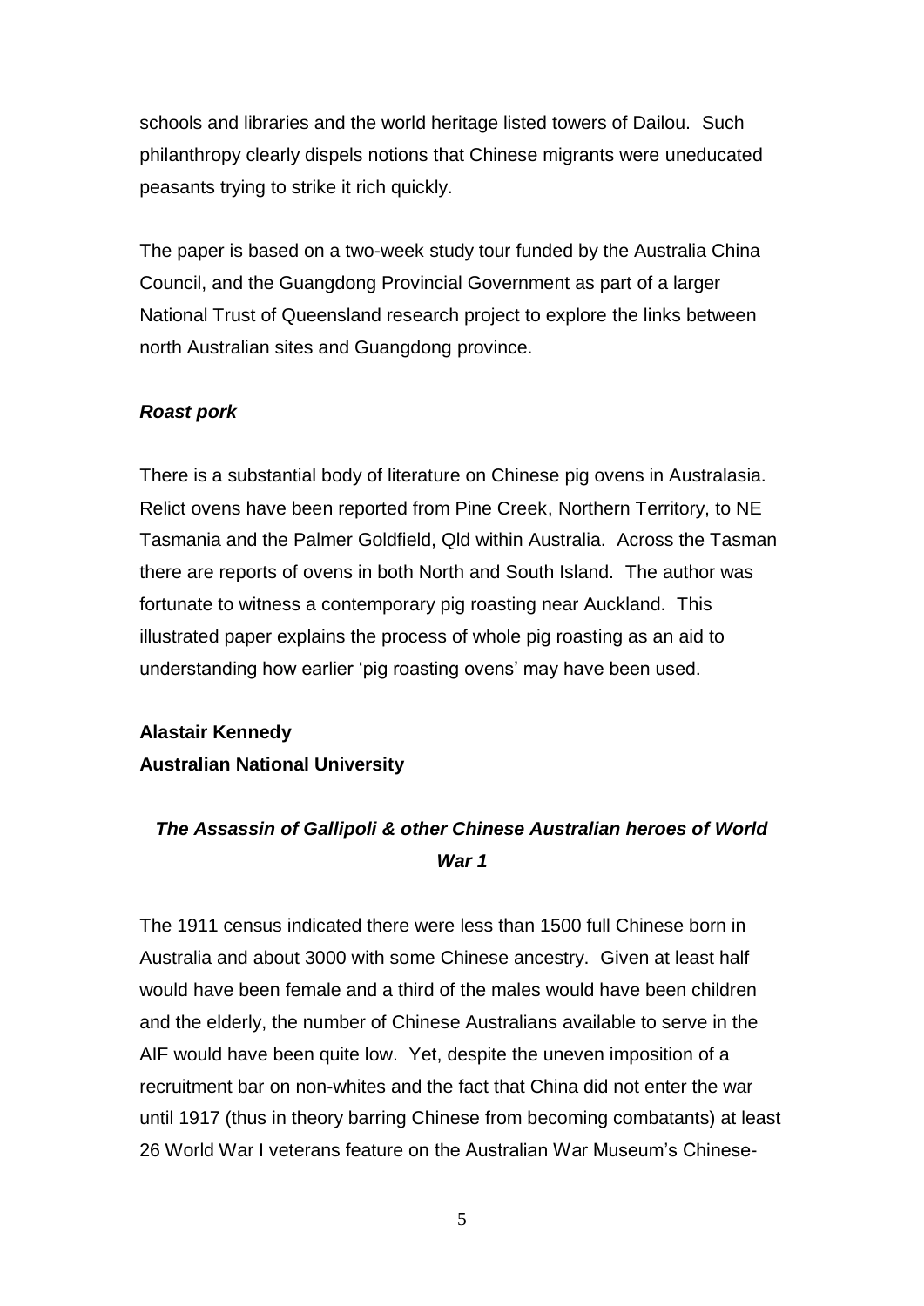schools and libraries and the world heritage listed towers of Dailou. Such philanthropy clearly dispels notions that Chinese migrants were uneducated peasants trying to strike it rich quickly.

The paper is based on a two-week study tour funded by the Australia China Council, and the Guangdong Provincial Government as part of a larger National Trust of Queensland research project to explore the links between north Australian sites and Guangdong province.

***Roast pork***

There is a substantial body of literature on Chinese pig ovens in Australasia. Relict ovens have been reported from Pine Creek, Northern Territory, to NE Tasmania and the Palmer Goldfield, Qld within Australia. Across the Tasman there are reports of ovens in both North and South Island. The author was fortunate to witness a contemporary pig roasting near Auckland. This illustrated paper explains the process of whole pig roasting as an aid to understanding how earlier 'pig roasting ovens' may have been used.

**Alastair Kennedy**
**Australian National University**

***The Assassin of Gallipoli & other Chinese Australian heroes of World War 1***

The 1911 census indicated there were less than 1500 full Chinese born in Australia and about 3000 with some Chinese ancestry. Given at least half would have been female and a third of the males would have been children and the elderly, the number of Chinese Australians available to serve in the AIF would have been quite low. Yet, despite the uneven imposition of a recruitment bar on non-whites and the fact that China did not enter the war until 1917 (thus in theory barring Chinese from becoming combatants) at least 26 World War I veterans feature on the Australian War Museum's Chinese-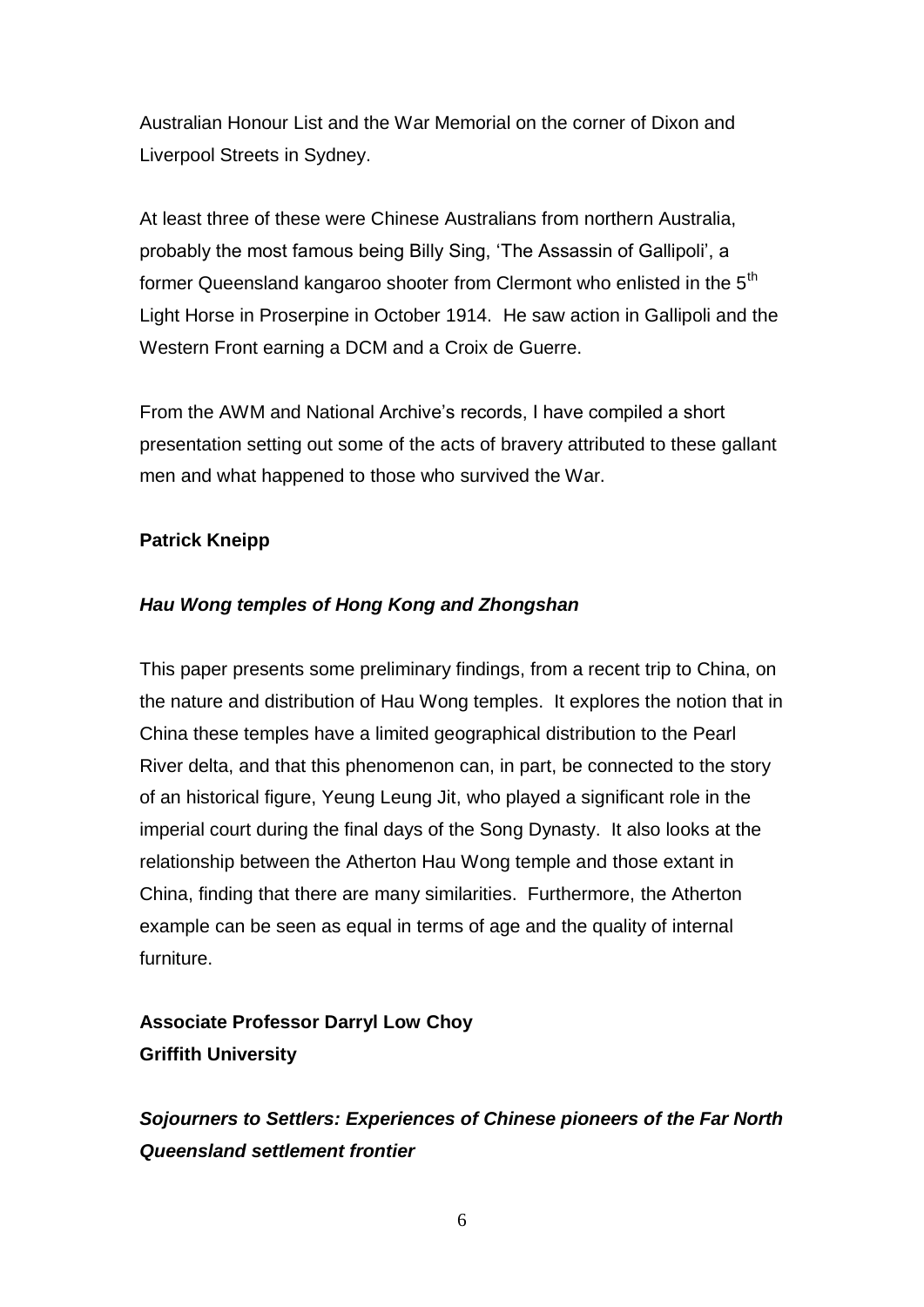Australian Honour List and the War Memorial on the corner of Dixon and Liverpool Streets in Sydney.

At least three of these were Chinese Australians from northern Australia, probably the most famous being Billy Sing, 'The Assassin of Gallipoli', a former Queensland kangaroo shooter from Clermont who enlisted in the 5th Light Horse in Proserpine in October 1914. He saw action in Gallipoli and the Western Front earning a DCM and a Croix de Guerre.

From the AWM and National Archive's records, I have compiled a short presentation setting out some of the acts of bravery attributed to these gallant men and what happened to those who survived the War.

**Patrick Kneipp**

***Hau Wong temples of Hong Kong and Zhongshan***

This paper presents some preliminary findings, from a recent trip to China, on the nature and distribution of Hau Wong temples. It explores the notion that in China these temples have a limited geographical distribution to the Pearl River delta, and that this phenomenon can, in part, be connected to the story of an historical figure, Yeung Leung Jit, who played a significant role in the imperial court during the final days of the Song Dynasty. It also looks at the relationship between the Atherton Hau Wong temple and those extant in China, finding that there are many similarities. Furthermore, the Atherton example can be seen as equal in terms of age and the quality of internal furniture.

**Associate Professor Darryl Low Choy**
**Griffith University**

***Sojourners to Settlers: Experiences of Chinese pioneers of the Far North Queensland settlement frontier***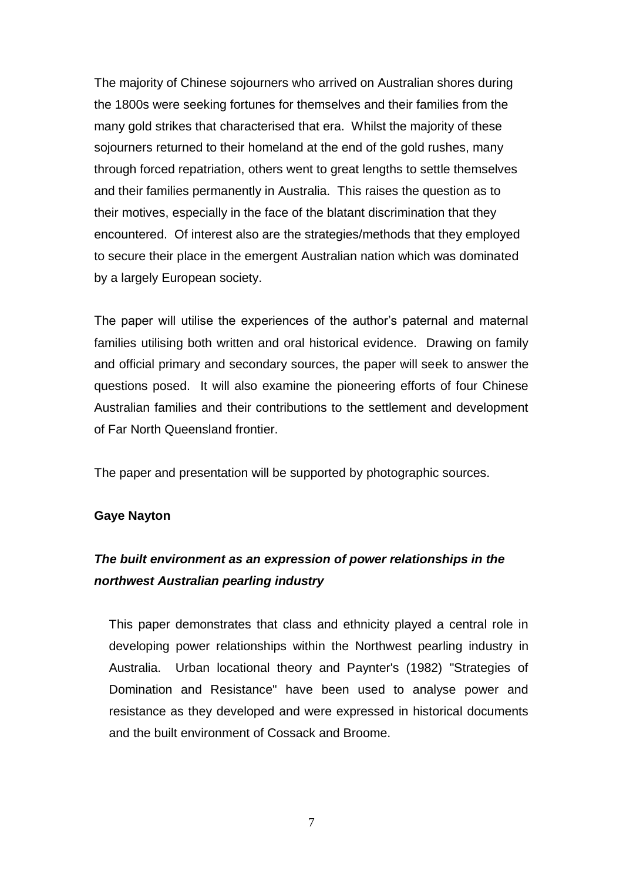The majority of Chinese sojourners who arrived on Australian shores during the 1800s were seeking fortunes for themselves and their families from the many gold strikes that characterised that era. Whilst the majority of these sojourners returned to their homeland at the end of the gold rushes, many through forced repatriation, others went to great lengths to settle themselves and their families permanently in Australia. This raises the question as to their motives, especially in the face of the blatant discrimination that they encountered. Of interest also are the strategies/methods that they employed to secure their place in the emergent Australian nation which was dominated by a largely European society.

The paper will utilise the experiences of the author's paternal and maternal families utilising both written and oral historical evidence. Drawing on family and official primary and secondary sources, the paper will seek to answer the questions posed. It will also examine the pioneering efforts of four Chinese Australian families and their contributions to the settlement and development of Far North Queensland frontier.

The paper and presentation will be supported by photographic sources.

**Gaye Nayton**

***The built environment as an expression of power relationships in the northwest Australian pearling industry***

This paper demonstrates that class and ethnicity played a central role in developing power relationships within the Northwest pearling industry in Australia. Urban locational theory and Paynter's (1982) "Strategies of Domination and Resistance" have been used to analyse power and resistance as they developed and were expressed in historical documents and the built environment of Cossack and Broome.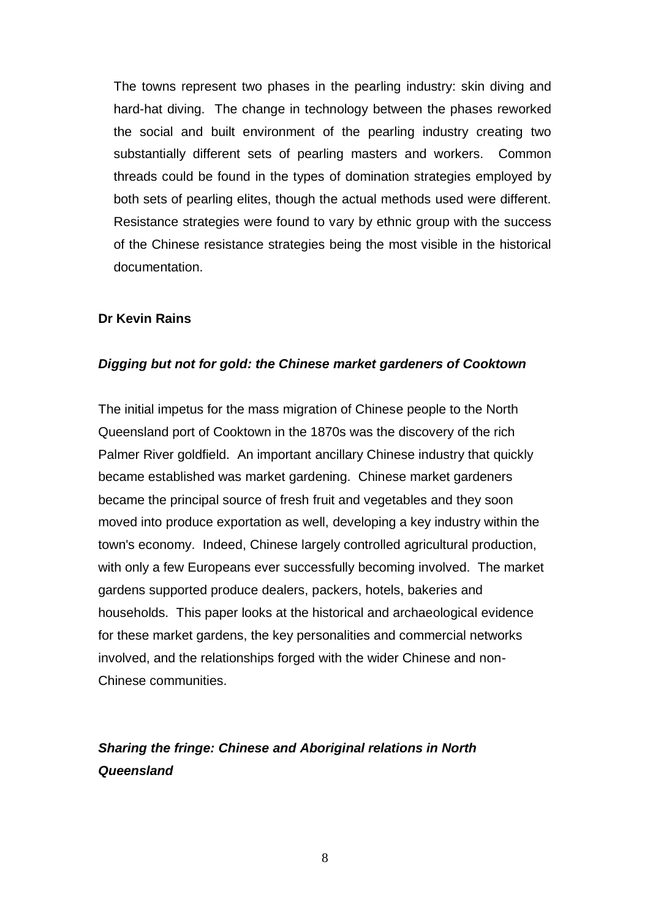The towns represent two phases in the pearling industry: skin diving and hard-hat diving. The change in technology between the phases reworked the social and built environment of the pearling industry creating two substantially different sets of pearling masters and workers. Common threads could be found in the types of domination strategies employed by both sets of pearling elites, though the actual methods used were different. Resistance strategies were found to vary by ethnic group with the success of the Chinese resistance strategies being the most visible in the historical documentation.

**Dr Kevin Rains**

***Digging but not for gold: the Chinese market gardeners of Cooktown***

The initial impetus for the mass migration of Chinese people to the North Queensland port of Cooktown in the 1870s was the discovery of the rich Palmer River goldfield. An important ancillary Chinese industry that quickly became established was market gardening. Chinese market gardeners became the principal source of fresh fruit and vegetables and they soon moved into produce exportation as well, developing a key industry within the town's economy. Indeed, Chinese largely controlled agricultural production, with only a few Europeans ever successfully becoming involved. The market gardens supported produce dealers, packers, hotels, bakeries and households. This paper looks at the historical and archaeological evidence for these market gardens, the key personalities and commercial networks involved, and the relationships forged with the wider Chinese and non-Chinese communities.

***Sharing the fringe: Chinese and Aboriginal relations in North Queensland***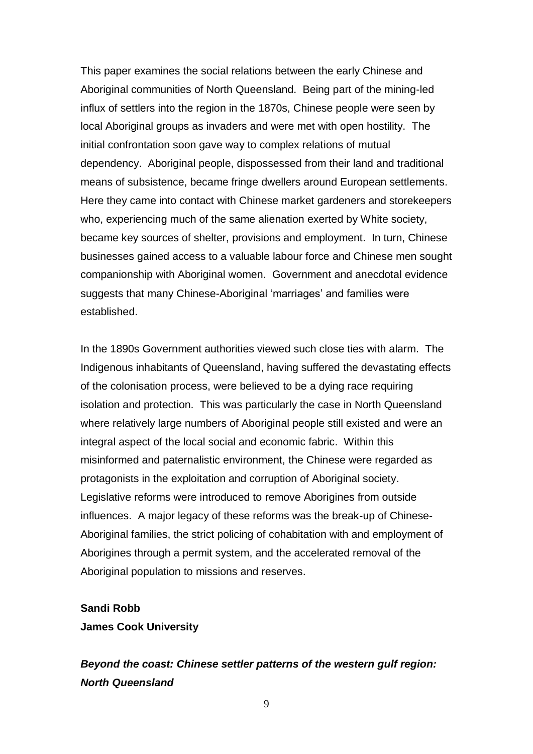This paper examines the social relations between the early Chinese and Aboriginal communities of North Queensland. Being part of the mining-led influx of settlers into the region in the 1870s, Chinese people were seen by local Aboriginal groups as invaders and were met with open hostility. The initial confrontation soon gave way to complex relations of mutual dependency. Aboriginal people, dispossessed from their land and traditional means of subsistence, became fringe dwellers around European settlements. Here they came into contact with Chinese market gardeners and storekeepers who, experiencing much of the same alienation exerted by White society, became key sources of shelter, provisions and employment. In turn, Chinese businesses gained access to a valuable labour force and Chinese men sought companionship with Aboriginal women. Government and anecdotal evidence suggests that many Chinese-Aboriginal 'marriages' and families were established.

In the 1890s Government authorities viewed such close ties with alarm. The Indigenous inhabitants of Queensland, having suffered the devastating effects of the colonisation process, were believed to be a dying race requiring isolation and protection. This was particularly the case in North Queensland where relatively large numbers of Aboriginal people still existed and were an integral aspect of the local social and economic fabric. Within this misinformed and paternalistic environment, the Chinese were regarded as protagonists in the exploitation and corruption of Aboriginal society. Legislative reforms were introduced to remove Aborigines from outside influences. A major legacy of these reforms was the break-up of Chinese-Aboriginal families, the strict policing of cohabitation with and employment of Aborigines through a permit system, and the accelerated removal of the Aboriginal population to missions and reserves.

**Sandi Robb**
**James Cook University**

***Beyond the coast: Chinese settler patterns of the western gulf region: North Queensland***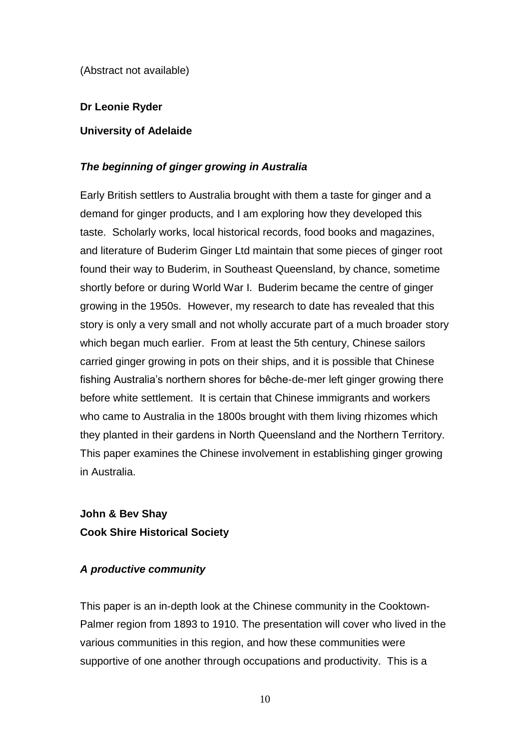(Abstract not available)

**Dr Leonie Ryder**

**University of Adelaide**

***The beginning of ginger growing in Australia***

Early British settlers to Australia brought with them a taste for ginger and a demand for ginger products, and I am exploring how they developed this taste. Scholarly works, local historical records, food books and magazines, and literature of Buderim Ginger Ltd maintain that some pieces of ginger root found their way to Buderim, in Southeast Queensland, by chance, sometime shortly before or during World War I. Buderim became the centre of ginger growing in the 1950s. However, my research to date has revealed that this story is only a very small and not wholly accurate part of a much broader story which began much earlier. From at least the 5th century, Chinese sailors carried ginger growing in pots on their ships, and it is possible that Chinese fishing Australia's northern shores for bêche-de-mer left ginger growing there before white settlement. It is certain that Chinese immigrants and workers who came to Australia in the 1800s brought with them living rhizomes which they planted in their gardens in North Queensland and the Northern Territory. This paper examines the Chinese involvement in establishing ginger growing in Australia.

**John & Bev Shay**
**Cook Shire Historical Society**

***A productive community***

This paper is an in-depth look at the Chinese community in the Cooktown-Palmer region from 1893 to 1910. The presentation will cover who lived in the various communities in this region, and how these communities were supportive of one another through occupations and productivity. This is a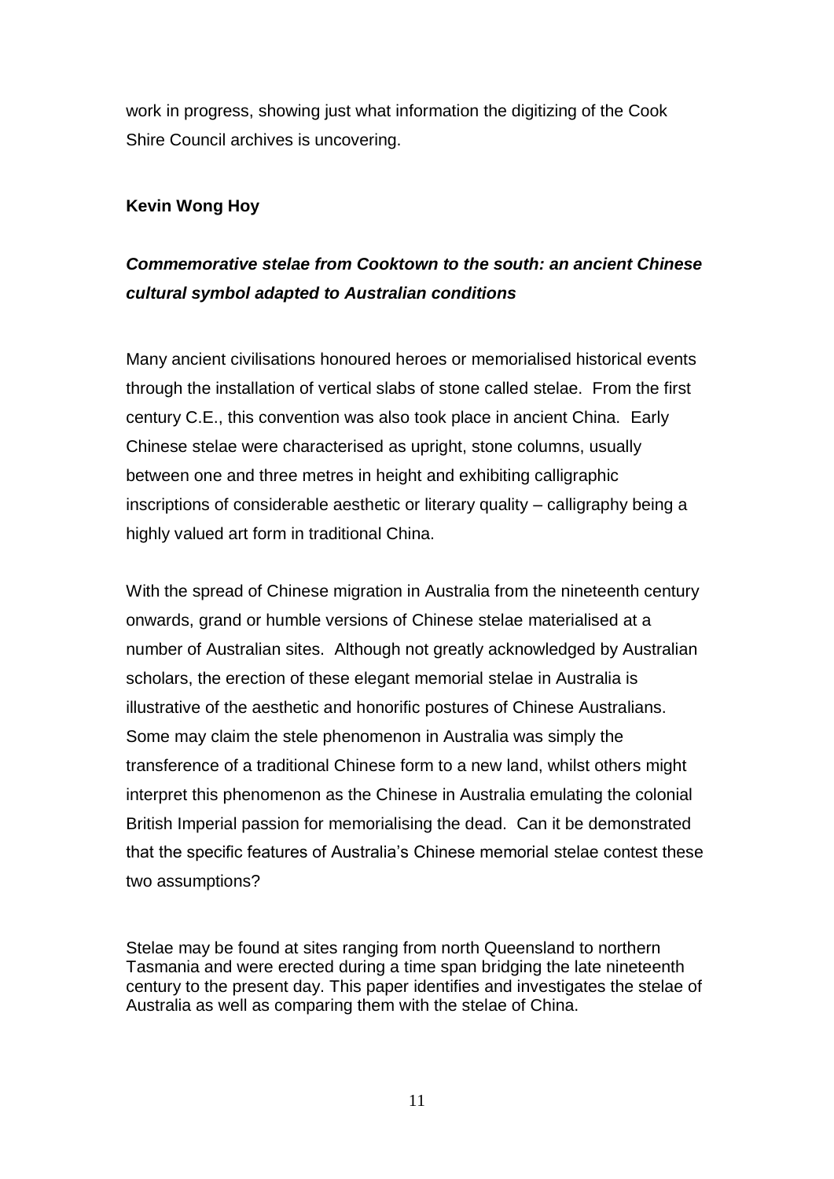work in progress, showing just what information the digitizing of the Cook Shire Council archives is uncovering.

**Kevin Wong Hoy**

***Commemorative stelae from Cooktown to the south: an ancient Chinese cultural symbol adapted to Australian conditions***

Many ancient civilisations honoured heroes or memorialised historical events through the installation of vertical slabs of stone called stelae. From the first century C.E., this convention was also took place in ancient China. Early Chinese stelae were characterised as upright, stone columns, usually between one and three metres in height and exhibiting calligraphic inscriptions of considerable aesthetic or literary quality – calligraphy being a highly valued art form in traditional China.

With the spread of Chinese migration in Australia from the nineteenth century onwards, grand or humble versions of Chinese stelae materialised at a number of Australian sites. Although not greatly acknowledged by Australian scholars, the erection of these elegant memorial stelae in Australia is illustrative of the aesthetic and honorific postures of Chinese Australians. Some may claim the stele phenomenon in Australia was simply the transference of a traditional Chinese form to a new land, whilst others might interpret this phenomenon as the Chinese in Australia emulating the colonial British Imperial passion for memorialising the dead. Can it be demonstrated that the specific features of Australia's Chinese memorial stelae contest these two assumptions?

Stelae may be found at sites ranging from north Queensland to northern Tasmania and were erected during a time span bridging the late nineteenth century to the present day. This paper identifies and investigates the stelae of Australia as well as comparing them with the stelae of China.